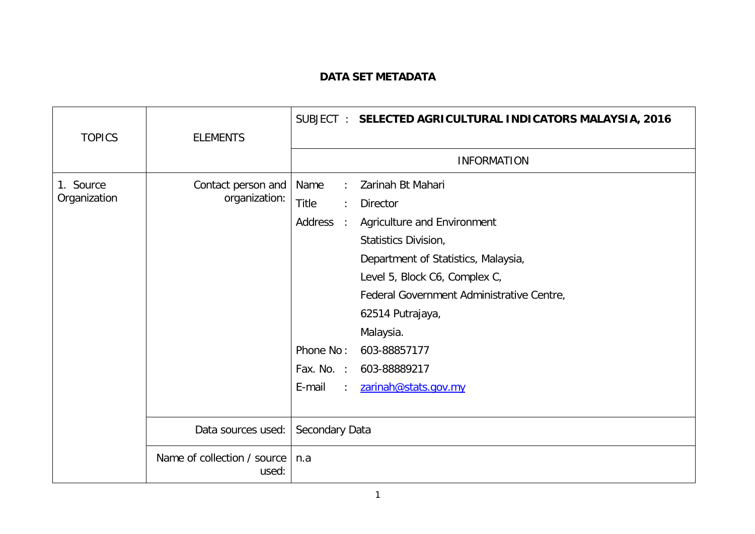# DATA SET METADATA

| TOPICS | ELEMENTS | SUBJECT : **SELECTED AGRICULTURAL INDICATORS MALAYSIA, 2016** |
|---|---|---|
| | | INFORMATION |
| 1. Source Organization | Contact person and organization: | Name : Zarinah Bt Mahari<br>Title : Director<br>Address : Agriculture and Environment Statistics Division, Department of Statistics, Malaysia, Level 5, Block C6, Complex C, Federal Government Administrative Centre, 62514 Putrajaya, Malaysia.<br>Phone No : 603-88857177<br>Fax. No. : 603-88889217<br>E-mail : zarinah@stats.gov.my |
| | Data sources used: | Secondary Data |
| | Name of collection / source used: | n.a |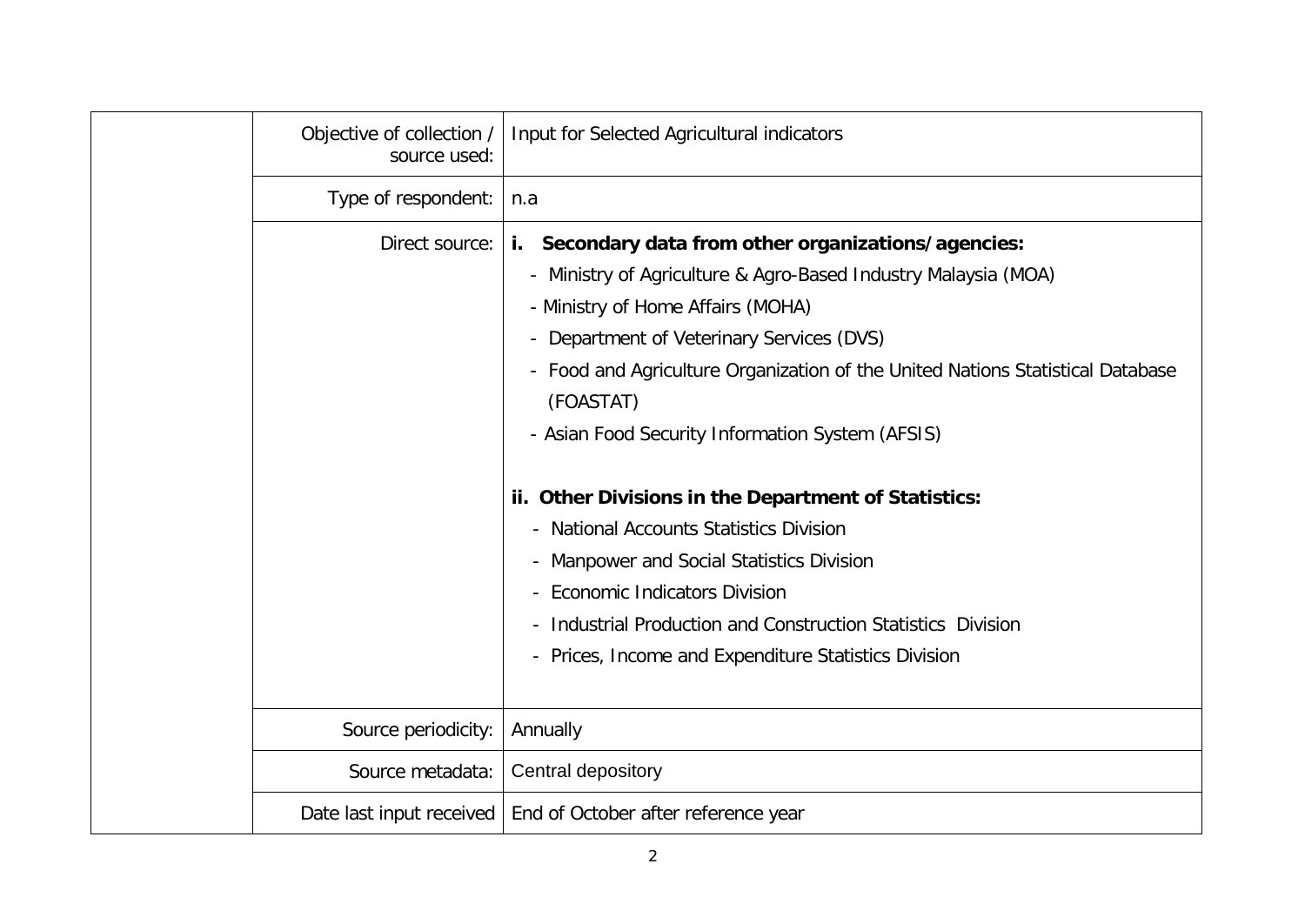| | | |
|---|---|---|
| | Objective of collection / source used: | Input for Selected Agricultural indicators |
| | Type of respondent: | n.a |
| | Direct source: | **i. Secondary data from other organizations/agencies:**<br>- Ministry of Agriculture & Agro-Based Industry Malaysia (MOA)<br>- Ministry of Home Affairs (MOHA)<br>- Department of Veterinary Services (DVS)<br>- Food and Agriculture Organization of the United Nations Statistical Database (FOASTAT)<br>- Asian Food Security Information System (AFSIS)<br><br>**ii. Other Divisions in the Department of Statistics:**<br>- National Accounts Statistics Division<br>- Manpower and Social Statistics Division<br>- Economic Indicators Division<br>- Industrial Production and Construction Statistics Division<br>- Prices, Income and Expenditure Statistics Division |
| | Source periodicity: | Annually |
| | Source metadata: | Central depository |
| | Date last input received | End of October after reference year |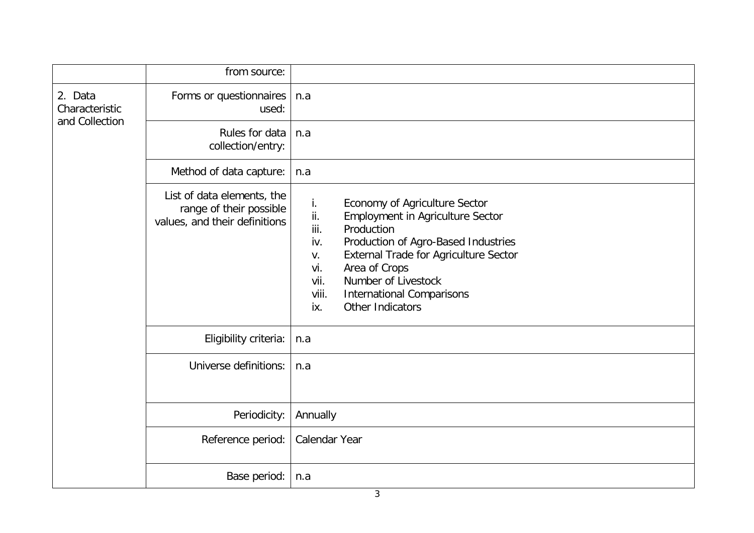| | | |
|---|---|---|
| | from source: | |
| 2. Data Characteristic and Collection | Forms or questionnaires used: | n.a |
| | Rules for data collection/entry: | n.a |
| | Method of data capture: | n.a |
| | List of data elements, the range of their possible values, and their definitions | i. Economy of Agriculture Sector<br>ii. Employment in Agriculture Sector<br>iii. Production<br>iv. Production of Agro-Based Industries<br>v. External Trade for Agriculture Sector<br>vi. Area of Crops<br>vii. Number of Livestock<br>viii. International Comparisons<br>ix. Other Indicators |
| | Eligibility criteria: | n.a |
| | Universe definitions: | n.a |
| | Periodicity: | Annually |
| | Reference period: | Calendar Year |
| | Base period: | n.a |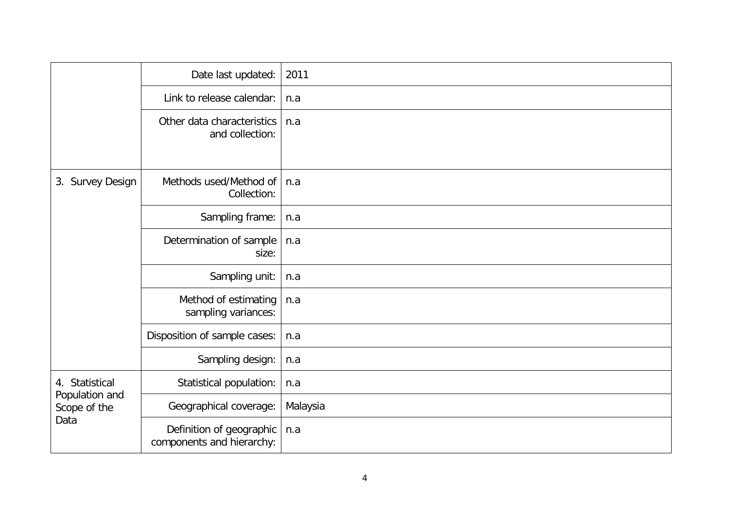| | | |
|---|---|---|
| | Date last updated: | 2011 |
| | Link to release calendar: | n.a |
| | Other data characteristics and collection: | n.a |
| 3. Survey Design | Methods used/Method of Collection: | n.a |
| | Sampling frame: | n.a |
| | Determination of sample size: | n.a |
| | Sampling unit: | n.a |
| | Method of estimating sampling variances: | n.a |
| | Disposition of sample cases: | n.a |
| | Sampling design: | n.a |
| 4. Statistical Population and Scope of the Data | Statistical population: | n.a |
| | Geographical coverage: | Malaysia |
| | Definition of geographic components and hierarchy: | n.a |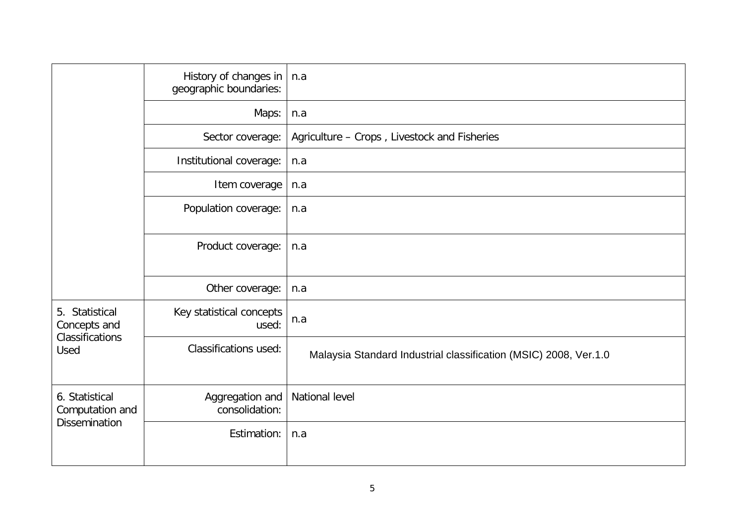| | | |
|---|---|---|
| | History of changes in geographic boundaries: | n.a |
| | Maps: | n.a |
| | Sector coverage: | Agriculture – Crops , Livestock and Fisheries |
| | Institutional coverage: | n.a |
| | Item coverage | n.a |
| | Population coverage: | n.a |
| | Product coverage: | n.a |
| | Other coverage: | n.a |
| 5. Statistical Concepts and Classifications Used | Key statistical concepts used: | n.a |
| | Classifications used: | Malaysia Standard Industrial classification (MSIC) 2008, Ver.1.0 |
| 6. Statistical Computation and Dissemination | Aggregation and consolidation: | National level |
| | Estimation: | n.a |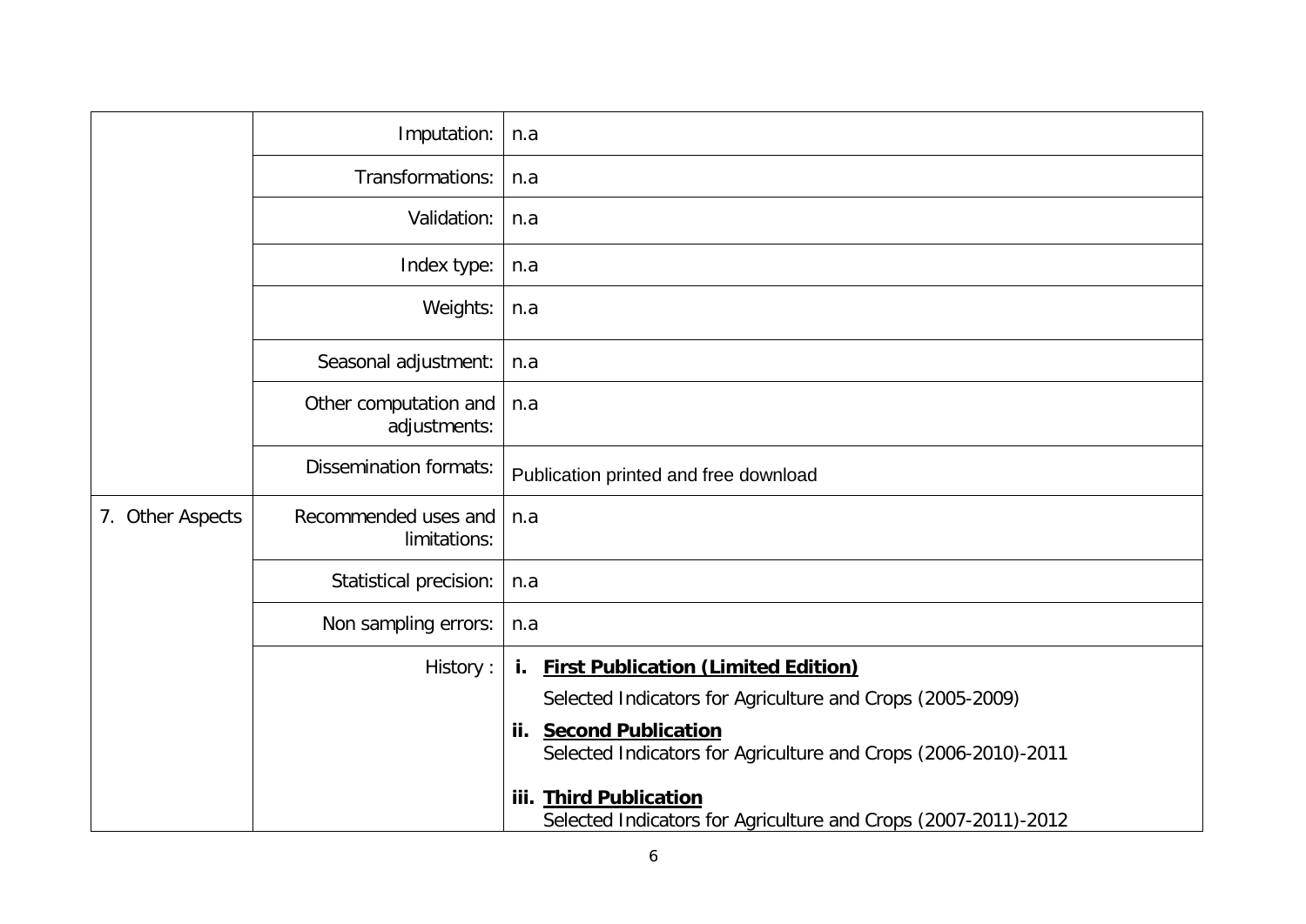| | | |
|---|---|---|
| | Imputation: | n.a |
| | Transformations: | n.a |
| | Validation: | n.a |
| | Index type: | n.a |
| | Weights: | n.a |
| | Seasonal adjustment: | n.a |
| | Other computation and adjustments: | n.a |
| | Dissemination formats: | Publication printed and free download |
| 7. Other Aspects | Recommended uses and limitations: | n.a |
| | Statistical precision: | n.a |
| | Non sampling errors: | n.a |
| | History : | **i. First Publication (Limited Edition)**<br>Selected Indicators for Agriculture and Crops (2005-2009)<br>**ii. Second Publication**<br>Selected Indicators for Agriculture and Crops (2006-2010)-2011<br>**iii. Third Publication**<br>Selected Indicators for Agriculture and Crops (2007-2011)-2012 |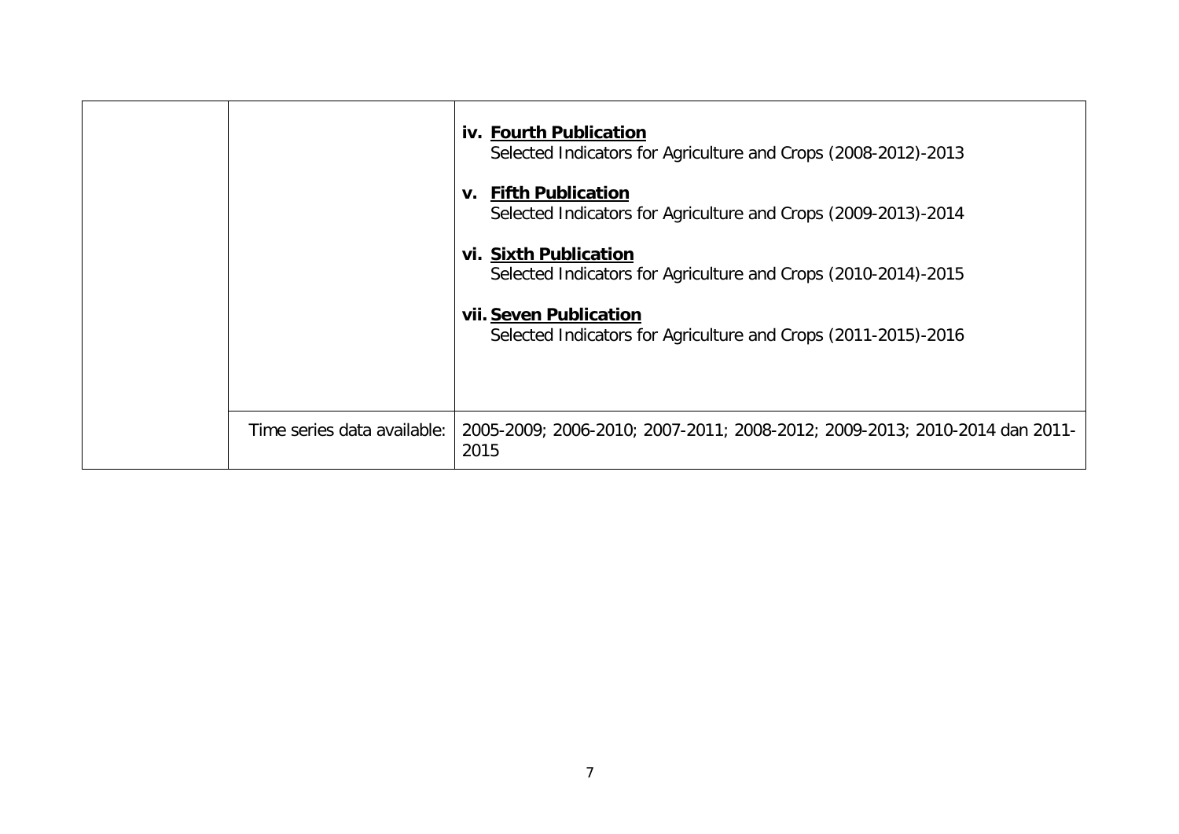| | | |
|---|---|---|
| | | **iv. <u>Fourth Publication</u>**<br>Selected Indicators for Agriculture and Crops (2008-2012)-2013<br><br>**v. <u>Fifth Publication</u>**<br>Selected Indicators for Agriculture and Crops (2009-2013)-2014<br><br>**vi. <u>Sixth Publication</u>**<br>Selected Indicators for Agriculture and Crops (2010-2014)-2015<br><br>**vii. <u>Seven Publication</u>**<br>Selected Indicators for Agriculture and Crops (2011-2015)-2016 |
| | Time series data available: | 2005-2009; 2006-2010; 2007-2011; 2008-2012; 2009-2013; 2010-2014 dan 2011-2015 |